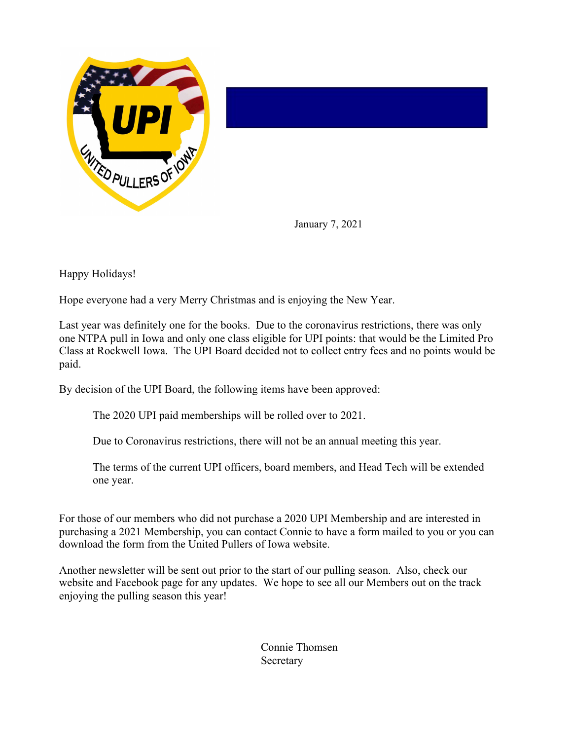January 7, 2021

Happy Holidays!

Hope everyone had a very Merry Christmas and is enjoying the New Year.

Last year was definitely one for the books. Due to the coronavirus restrictions, there was only one NTPA pull in Iowa and only one class eligible for UPI points: that would be the Limited Pro Class at Rockwell Iowa. The UPI Board decided not to collect entry fees and no points would be paid.

By decision of the UPI Board, the following items have been approved:

> The 2020 UPI paid memberships will be rolled over to 2021.
>
> Due to Coronavirus restrictions, there will not be an annual meeting this year.
>
> The terms of the current UPI officers, board members, and Head Tech will be extended one year.

For those of our members who did not purchase a 2020 UPI Membership and are interested in purchasing a 2021 Membership, you can contact Connie to have a form mailed to you or you can download the form from the United Pullers of Iowa website.

Another newsletter will be sent out prior to the start of our pulling season. Also, check our website and Facebook page for any updates. We hope to see all our Members out on the track enjoying the pulling season this year!

Connie Thomsen
Secretary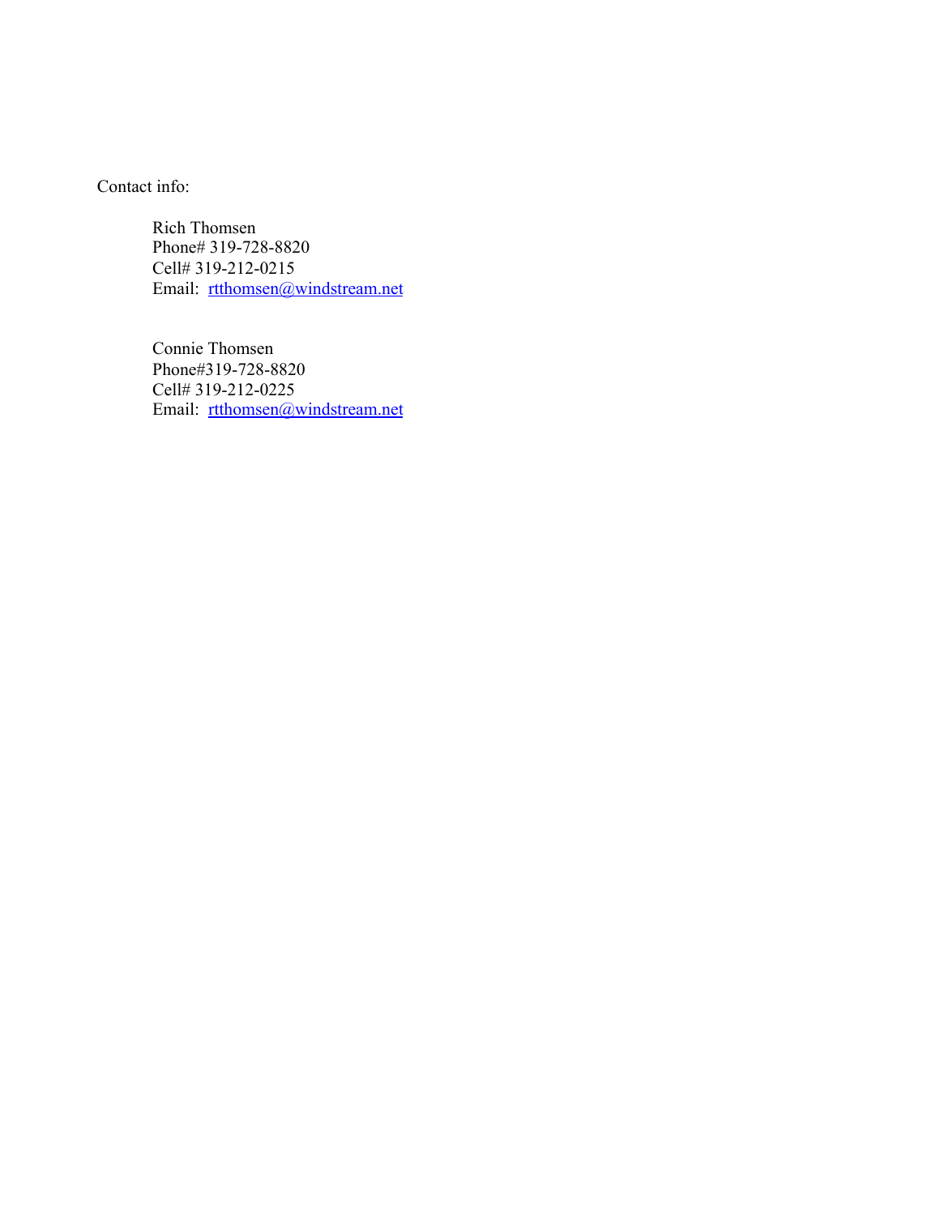Contact info:

Rich Thomsen
Phone# 319-728-8820
Cell# 319-212-0215
Email: rtthomsen@windstream.net

Connie Thomsen
Phone#319-728-8820
Cell# 319-212-0225
Email: rtthomsen@windstream.net